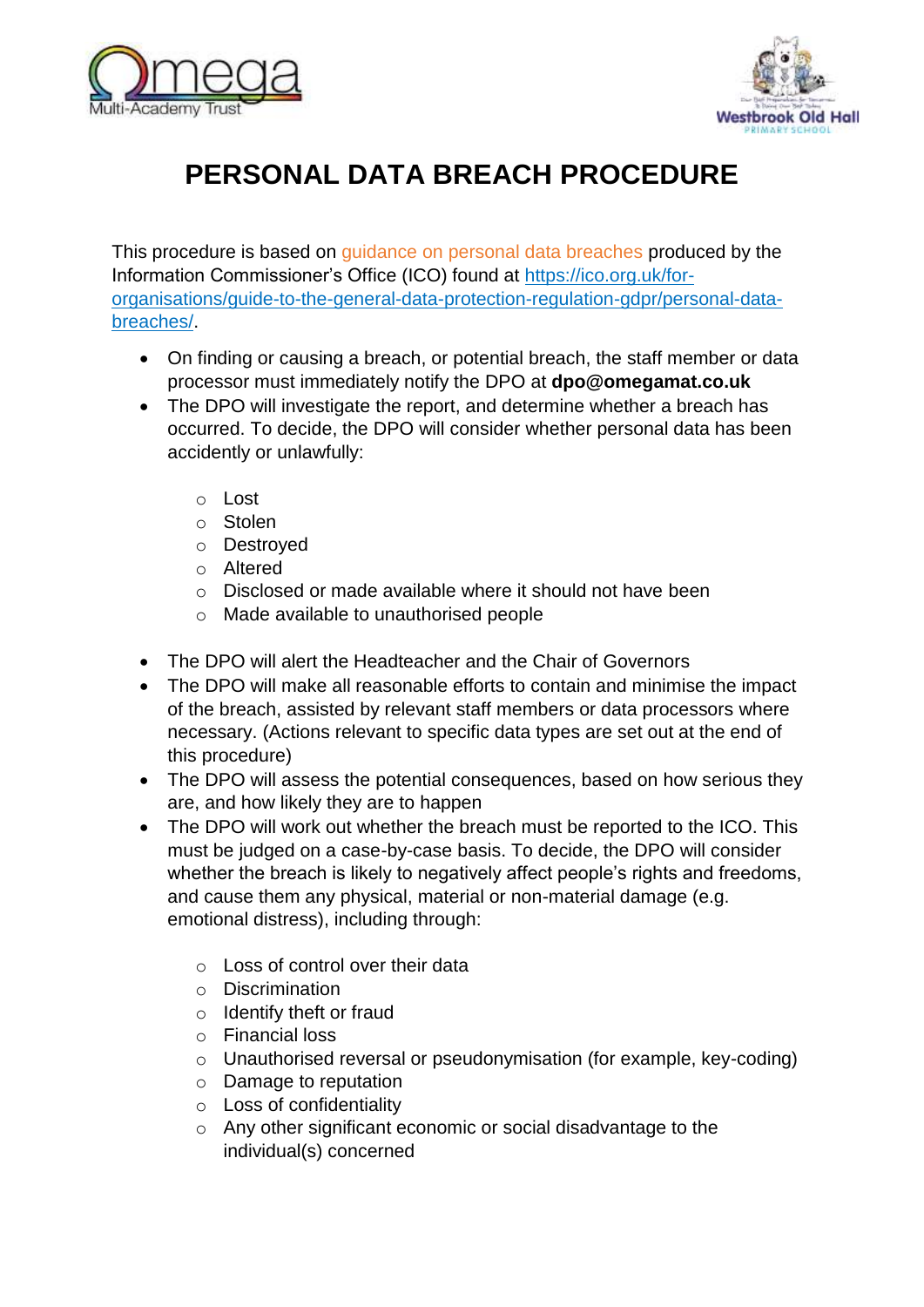# PERSONAL DATA BREACH PROCEDURE

This procedure is based on guidance on personal data breaches produced by the Information Commissioner's Office (ICO) found at [https://ico.org.uk/for-organisations/guide-to-the-general-data-protection-regulation-gdpr/personal-data-breaches/](https://ico.org.uk/for-organisations/guide-to-the-general-data-protection-regulation-gdpr/personal-data-breaches/).

- On finding or causing a breach, or potential breach, the staff member or data processor must immediately notify the DPO at **dpo@omegamat.co.uk**
- The DPO will investigate the report, and determine whether a breach has occurred. To decide, the DPO will consider whether personal data has been accidently or unlawfully:
    - Lost
    - Stolen
    - Destroyed
    - Altered
    - Disclosed or made available where it should not have been
    - Made available to unauthorised people
- The DPO will alert the Headteacher and the Chair of Governors
- The DPO will make all reasonable efforts to contain and minimise the impact of the breach, assisted by relevant staff members or data processors where necessary. (Actions relevant to specific data types are set out at the end of this procedure)
- The DPO will assess the potential consequences, based on how serious they are, and how likely they are to happen
- The DPO will work out whether the breach must be reported to the ICO. This must be judged on a case-by-case basis. To decide, the DPO will consider whether the breach is likely to negatively affect people's rights and freedoms, and cause them any physical, material or non-material damage (e.g. emotional distress), including through:
    - Loss of control over their data
    - Discrimination
    - Identify theft or fraud
    - Financial loss
    - Unauthorised reversal or pseudonymisation (for example, key-coding)
    - Damage to reputation
    - Loss of confidentiality
    - Any other significant economic or social disadvantage to the individual(s) concerned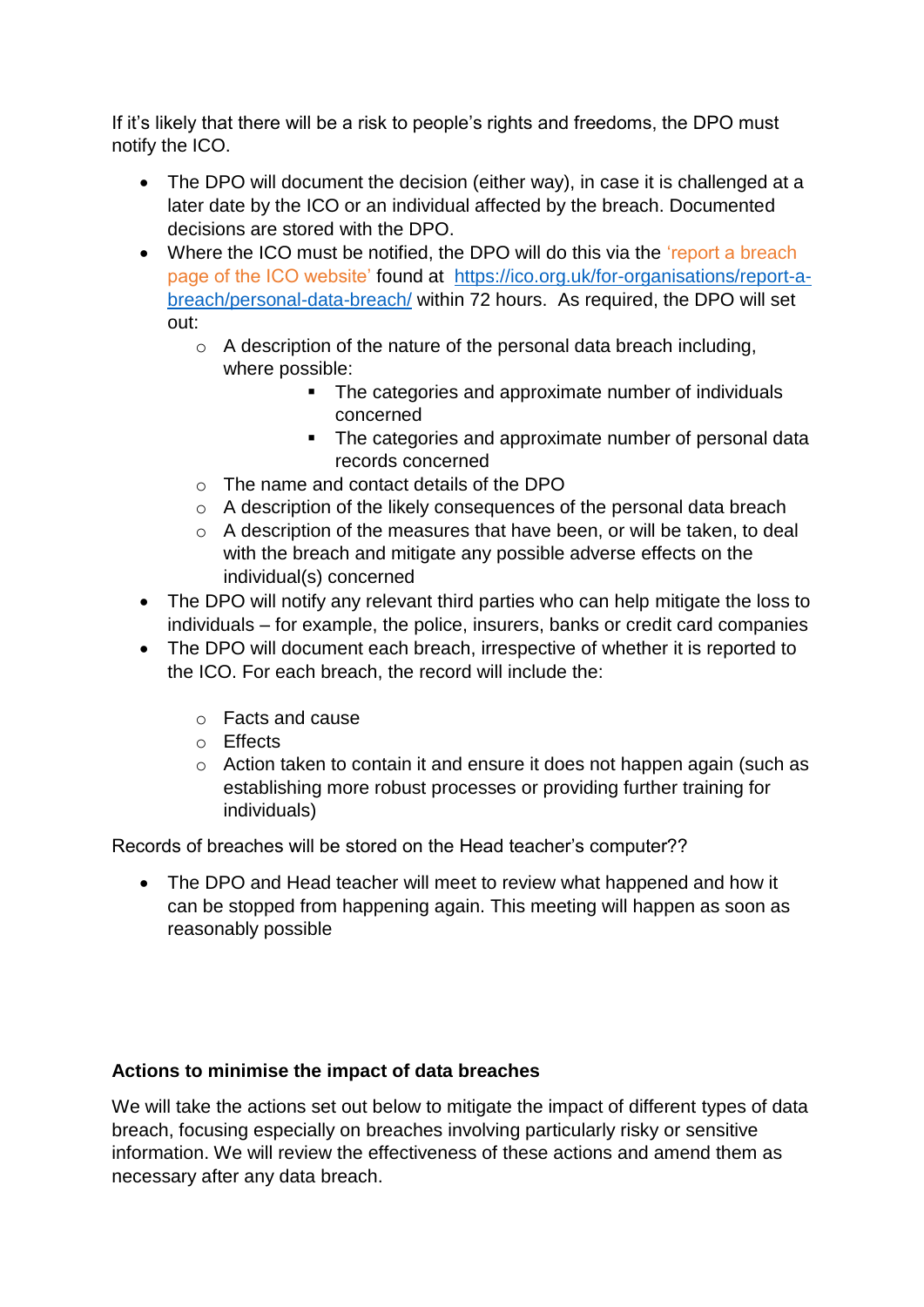If it's likely that there will be a risk to people's rights and freedoms, the DPO must notify the ICO.

- The DPO will document the decision (either way), in case it is challenged at a later date by the ICO or an individual affected by the breach. Documented decisions are stored with the DPO.
- Where the ICO must be notified, the DPO will do this via the 'report a breach page of the ICO website' found at [https://ico.org.uk/for-organisations/report-a-breach/personal-data-breach/](https://ico.org.uk/for-organisations/report-a-breach/personal-data-breach/) within 72 hours. As required, the DPO will set out:
  - A description of the nature of the personal data breach including, where possible:
    - The categories and approximate number of individuals concerned
    - The categories and approximate number of personal data records concerned
  - The name and contact details of the DPO
  - A description of the likely consequences of the personal data breach
  - A description of the measures that have been, or will be taken, to deal with the breach and mitigate any possible adverse effects on the individual(s) concerned
- The DPO will notify any relevant third parties who can help mitigate the loss to individuals – for example, the police, insurers, banks or credit card companies
- The DPO will document each breach, irrespective of whether it is reported to the ICO. For each breach, the record will include the:
  - Facts and cause
  - Effects
  - Action taken to contain it and ensure it does not happen again (such as establishing more robust processes or providing further training for individuals)

Records of breaches will be stored on the Head teacher's computer??

- The DPO and Head teacher will meet to review what happened and how it can be stopped from happening again. This meeting will happen as soon as reasonably possible

**Actions to minimise the impact of data breaches**

We will take the actions set out below to mitigate the impact of different types of data breach, focusing especially on breaches involving particularly risky or sensitive information. We will review the effectiveness of these actions and amend them as necessary after any data breach.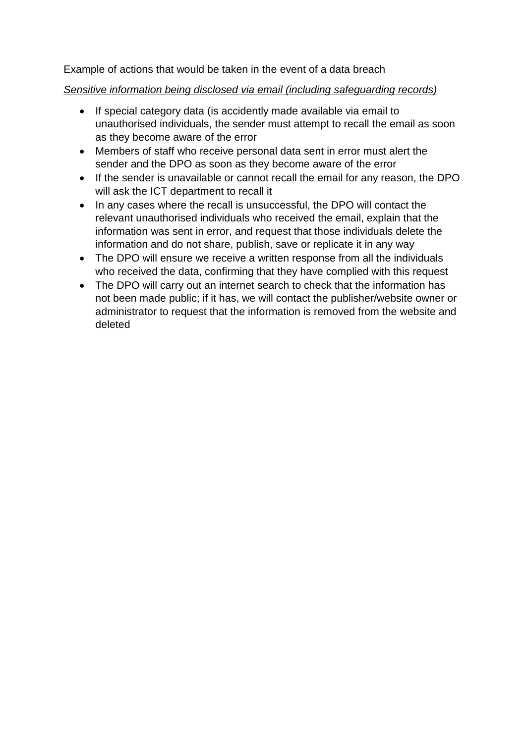Example of actions that would be taken in the event of a data breach

*Sensitive information being disclosed via email (including safeguarding records)*

- If special category data (is accidently made available via email to unauthorised individuals, the sender must attempt to recall the email as soon as they become aware of the error
- Members of staff who receive personal data sent in error must alert the sender and the DPO as soon as they become aware of the error
- If the sender is unavailable or cannot recall the email for any reason, the DPO will ask the ICT department to recall it
- In any cases where the recall is unsuccessful, the DPO will contact the relevant unauthorised individuals who received the email, explain that the information was sent in error, and request that those individuals delete the information and do not share, publish, save or replicate it in any way
- The DPO will ensure we receive a written response from all the individuals who received the data, confirming that they have complied with this request
- The DPO will carry out an internet search to check that the information has not been made public; if it has, we will contact the publisher/website owner or administrator to request that the information is removed from the website and deleted